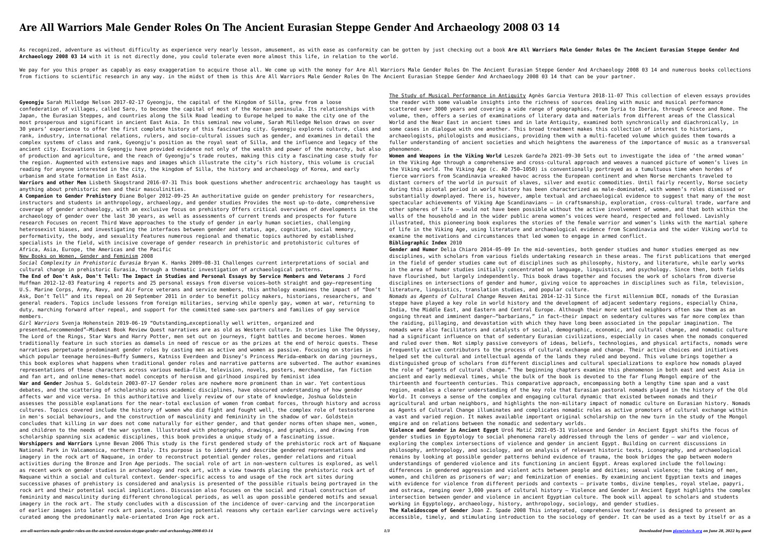# Are All Warriors Male Gender Roles On The Ancient Eurasian Steppe Gender And Archaeology 2008 03 14

As recognized, adventure as without difficulty as experience very nearly lesson, amusement, as with ease as conformity can be gotten by just checking out a book **Are All Warriors Male Gender Roles On The Ancient Eurasian Steppe Gender And Archaeology 2008 03 14** with it is not directly done, you could tolerate even more almost this life, in relation to the world.

We pay for you this proper as capably as easy exaggeration to acquire those all. We come up with the money for Are All Warriors Male Gender Roles On The Ancient Eurasian Steppe Gender And Archaeology 2008 03 14 and numerous books collections from fictions to scientific research in any way. in the midst of them is this Are All Warriors Male Gender Roles On The Ancient Eurasian Steppe Gender And Archaeology 2008 03 14 that can be your partner.

**Gyeongju** Sarah Milledge Nelson 2017-02-17 Gyeongju, the capital of the Kingdom of Silla, grew from a loose confederation of villages, called Saro, to become the capital of most of the Korean peninsula. Its relationships with Japan, the Eurasian Steppes, and countries along the Silk Road leading to Europe helped to make the city one of the most prosperous and significant in ancient East Asia. In this seminal new volume, Sarah Milledge Nelson draws on over 30 years' experience to offer the first complete history of this fascinating city. Gyeongju explores culture, class and rank, industry, international relations, rulers, and socio-cultural issues such as gender, and examines in detail the complex systems of class and rank, Gyeongju's position as the royal seat of Silla, and the influence and legacy of the ancient city. Excavations in Gyeongju have provided evidence not only of the wealth and power of the monarchy, but also of production and agriculture, and the reach of Gyeongju's trade routes, making this city a fascinating case study for the region. Augmented with extensive maps and images which illustrate the city's rich history, this volume is crucial reading for anyone interested in the city, the kingdom of Silla, the history and archaeology of Korea, and early urbanism and state formation in East Asia.

**Warriors and other Men** Lisbeth Skogstrand 2016-07-31 This book questions whether androcentric archaeology has taught us anything about prehistoric men and their masculinities.

**A Companion to Gender Prehistory** Diane Bolger 2012-09-25 An authoritative guide on gender prehistory for researchers, instructors and students in anthropology, archaeology, and gender studies Provides the most up-to-date, comprehensive coverage of gender archaeology, with an exclusive focus on prehistory Offers critical overviews of developments in the archaeology of gender over the last 30 years, as well as assessments of current trends and prospects for future research Focuses on recent Third Wave approaches to the study of gender in early human societies, challenging heterosexist biases, and investigating the interfaces between gender and status, age, cognition, social memory, performativity, the body, and sexuality Features numerous regional and thematic topics authored by established specialists in the field, with incisive coverage of gender research in prehistoric and protohistoric cultures of Africa, Asia, Europe, the Americas and the Pacific

New Books on Women, Gender and Feminism 2008

*Social Complexity in Prehistoric Eurasia* Bryan K. Hanks 2009-08-31 Challenges current interpretations of social and cultural change in prehistoric Eurasia, through a thematic investigation of archaeological patterns.

**The End of Don't Ask, Don't Tell: The Impact in Studies and Personal Essays by Service Members and Veterans** J Ford Huffman 2012-12-03 Featuring 4 reports and 25 personal essays from diverse voices—both straight and gay—representing U.S. Marine Corps, Army, Navy, and Air Force veterans and service members, this anthology examines the impact of "Don't Ask, Don't Tell" and its repeal on 20 September 2011 in order to benefit policy makers, historians, researchers, and general readers. Topics include lessons from foreign militaries, serving while openly gay, women at war, returning to duty, marching forward after repeal, and support for the committed same-sex partners and families of gay service members.

*Girl Warriors* Svenja Hohenstein 2019-06-19 "Outstanding…exceptionally well written, organized and presented…recommended"—Midwest Book Review Quest narratives are as old as Western culture. In stories like The Odyssey, The Lord of the Rings, Star Wars and Harry Potter, men set out on journeys, fight battles and become heroes. Women traditionally feature in such stories as damsels in need of rescue or as the prizes at the end of heroic quests. These narratives perpetuate predominant gender roles by casting men as active and women as passive. Focusing on stories in which popular teenage heroines—Buffy Summers, Katniss Everdeen and Disney's Princess Merida—embark on daring journeys, this book explores what happens when traditional gender roles and narrative patterns are subverted. The author examines representations of these characters across various media—film, television, novels, posters, merchandise, fan fiction and fan art, and online memes—that model concepts of heroism and girlhood inspired by feminist idea

**War and Gender** Joshua S. Goldstein 2003-07-17 Gender roles are nowhere more prominent than in war. Yet contentious debates, and the scattering of scholarship across academic disciplines, have obscured understanding of how gender affects war and vice versa. In this authoritative and lively review of our state of knowledge, Joshua Goldstein assesses the possible explanations for the near-total exclusion of women from combat forces, through history and across cultures. Topics covered include the history of women who did fight and fought well, the complex role of testosterone in men's social behaviours, and the construction of masculinity and femininity in the shadow of war. Goldstein concludes that killing in war does not come naturally for either gender, and that gender norms often shape men, women, and children to the needs of the war system. Illustrated with photographs, drawings, and graphics, and drawing from scholarship spanning six academic disciplines, this book provides a unique study of a fascinating issue.

**Worshippers and Warriors** Lynne Bevan 2006 This study is the first gendered study of the prehistoric rock art of Naquane National Park in Valcamonica, northern Italy. Its purpose is to identify and describe gendered representations and imagery in the rock art of Naquane, in order to reconstruct potential gender roles, gender relations and ritual activities during the Bronze and Iron Age periods. The social role of art in non-western cultures is explored, as well as recent work on gender studies in archaeology and rock art, with a view towards placing the prehistoric rock art of Naquane within a social and cultural context. Gender-specific access to and usage of the rock art sites during successive phases of prehistory is considered and analysis is presented of the possible rituals being portrayed in the rock art and their potential social implications. Discussion also focuses on the social and ritual construction of femininity and masculinity during different chronological periods, as well as upon possible gendered motifs and sexual imagery in the rock art. The study concludes with a discussion of the incidence of over-carving and the incorporation of earlier images into later rock art panels, considering potential reasons why certain earlier carvings were actively curated among the predominantly male-orientated Iron Age rock art.

The Study of Musical Performance in Antiquity Agnès Garcia Ventura 2018-11-07 This collection of eleven essays provides the reader with some valuable insights into the richness of sources dealing with music and musical performance scattered over 3000 years and covering a wide range of geographies, from Syria to Iberia, through Greece and Rome. The volume, then, offers a series of examinations of literary data and materials from different areas of the Classical World and the Near East in ancient times and in late Antiquity, examined both synchronically and diachronically, in some cases in dialogue with one another. This broad treatment makes this collection of interest to historians, archaeologists, philologists and musicians, providing them with a multi-faceted volume which guides them towards a fuller understanding of ancient societies and which heightens the awareness of the importance of music as a transversal phenomenon.

**Women and Weapons in the Viking World** Leszek Gardeła 2021-09-30 Sets out to investigate the idea of 'the armed woman' in the Viking Age through a comprehensive and cross-cultural approach and weaves a nuanced picture of women's lives in the Viking world. The Viking Age (c. AD 750–1050) is conventionally portrayed as a tumultuous time when hordes of fierce warriors from Scandinavia wreaked havoc across the European continent and when Norse merchants traveled to distant corners of the world in pursuit of slaves, silver and exotic commodities. Until fairly recently, Norse society during this pivotal period in world history has been characterized as male-dominated, with women's roles dismissed or substantially downplayed. There is, however, ample textual and archaeological evidence to suggest that many of the most spectacular achievements of Viking Age Scandinavians – in craftsmanship, exploration, cross-cultural trade, warfare and other spheres of life – would not have been possible without the active involvement of women, and that both within the walls of the household and in the wider public arena women's voices were heard, respected and followed. Lavishly illustrated, this pioneering book explores the stories of the female warrior and women's links with the martial sphere of life in the Viking Age, using literature and archaeological evidence from Scandinavia and the wider Viking world to examine the motivations and circumstances that led women to engage in armed conflict.

**Bibliographic Index** 2010

**Gender and Humor** Delia Chiaro 2014-05-09 In the mid-seventies, both gender studies and humor studies emerged as new disciplines, with scholars from various fields undertaking research in these areas. The first publications that emerged in the field of gender studies came out of disciplines such as philosophy, history, and literature, while early works in the area of humor studies initially concentrated on language, linguistics, and psychology. Since then, both fields have flourished, but largely independently. This book draws together and focuses the work of scholars from diverse disciplines on intersections of gender and humor, giving voice to approaches in disciplines such as film, television, literature, linguistics, translation studies, and popular culture.

*Nomads as Agents of Cultural Change* Reuven Amitai 2014-12-31 Since the first millennium BCE, nomads of the Eurasian steppe have played a key role in world history and the development of adjacent sedentary regions, especially China, India, the Middle East, and Eastern and Central Europe. Although their more settled neighbors often saw them as an ongoing threat and imminent danger—"barbarians," in fact—their impact on sedentary cultures was far more complex than the raiding, pillaging, and devastation with which they have long been associated in the popular imagination. The nomads were also facilitators and catalysts of social, demographic, economic, and cultural change, and nomadic culture had a significant influence on that of sedentary Eurasian civilizations, especially in cases when the nomads conquered and ruled over them. Not simply passive conveyors of ideas, beliefs, technologies, and physical artifacts, nomads were frequently active contributors to the process of cultural exchange and change. Their active choices and initiatives helped set the cultural and intellectual agenda of the lands they ruled and beyond. This volume brings together a distinguished group of scholars from different disciplines and cultural specializations to explore how nomads played the role of "agents of cultural change." The beginning chapters examine this phenomenon in both east and west Asia in ancient and early medieval times, while the bulk of the book is devoted to the far flung Mongol empire of the thirteenth and fourteenth centuries. This comparative approach, encompassing both a lengthy time span and a vast region, enables a clearer understanding of the key role that Eurasian pastoral nomads played in the history of the Old World. It conveys a sense of the complex and engaging cultural dynamic that existed between nomads and their agricultural and urban neighbors, and highlights the non-military impact of nomadic culture on Eurasian history. Nomads as Agents of Cultural Change illuminates and complicates nomadic roles as active promoters of cultural exchange within a vast and varied region. It makes available important original scholarship on the new turn in the study of the Mongol empire and on relations between the nomadic and sedentary worlds.

**Violence and Gender in Ancient Egypt** Uroš Matić 2021-05-31 Violence and Gender in Ancient Egypt shifts the focus of gender studies in Egyptology to social phenomena rarely addressed through the lens of gender – war and violence, exploring the complex intersections of violence and gender in ancient Egypt. Building on current discussions in philosophy, anthropology, and sociology, and on analysis of relevant historic texts, iconography, and archaeological remains by looking at possible gender patterns behind evidence of trauma, the book bridges the gap between modern understandings of gendered violence and its functioning in ancient Egypt. Areas explored include the following: differences in gendered aggression and violent acts between people and deities; sexual violence; the taking of men, women, and children as prisoners of war; and feminization of enemies. By examining ancient Egyptian texts and images with evidence for violence from different periods and contexts – private tombs, divine temples, royal stelae, papyri, and ostraca, ranging over 3,000 years of cultural history – Violence and Gender in Ancient Egypt highlights the complex intersection between gender and violence in ancient Egyptian culture. The book will appeal to scholars and students working in Egyptology, archaeology, history, anthropology, sociology, and gender studies.

**The Kaleidoscope of Gender** Joan Z. Spade 2008 This integrated, comprehensive text/reader is designed to present an accessible, timely, and stimulating introduction to the sociology of gender. It can be used as a text by itself or as a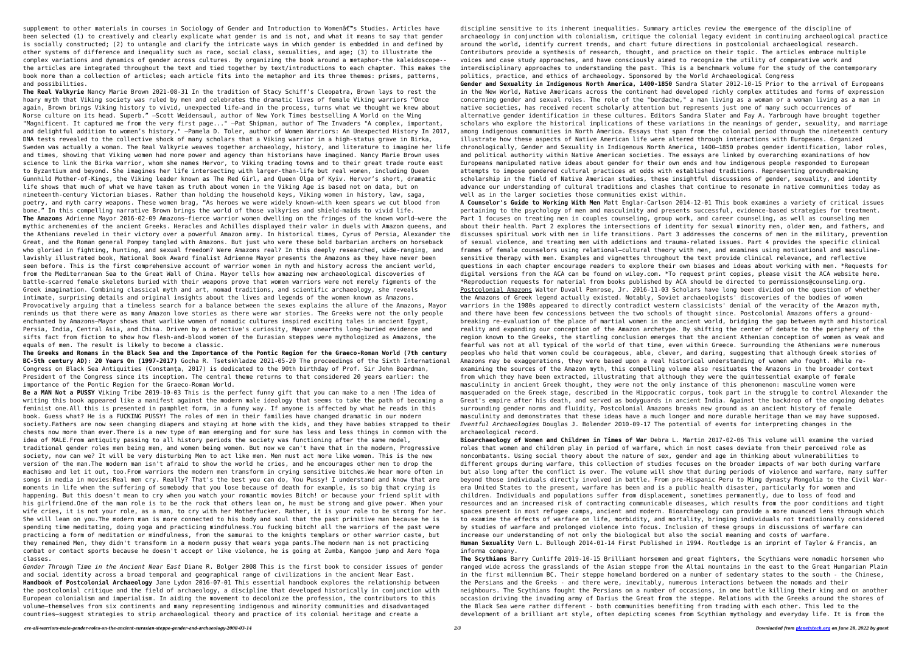supplement to other materials in courses in Sociology of Gender and Introduction to Womenâ€™s Studies. Articles have been selected (1) to creatively and clearly explicate what gender is and is not, and what it means to say that gender is socially constructed; (2) to untangle and clarify the intricate ways in which gender is embedded in and defined by other systems of difference and inequality such as race, social class, sexualities, and age; (3) to illustrate the complex variations and dynamics of gender across cultures. By organizing the book around a metaphor-the kaleidoscope--the articles are integrated throughout the text and tied together by text/introductions to each chapter. This makes the book more than a collection of articles; each article fits into the metaphor and its three themes: prisms, patterns, and possibilities.

**The Real Valkyrie** Nancy Marie Brown 2021-08-31 In the tradition of Stacy Schiff's Cleopatra, Brown lays to rest the hoary myth that Viking society was ruled by men and celebrates the dramatic lives of female Viking warriors "Once again, Brown brings Viking history to vivid, unexpected life—and in the process, turns what we thought we knew about Norse culture on its head. Superb." —Scott Weidensaul, author of New York Times bestselling A World on the Wing "Magnificent. It captured me from the very first page..." —Pat Shipman, author of The Invaders "A complex, important, and delightful addition to women's history." —Pamela D. Toler, author of Women Warriors: An Unexpected History In 2017, DNA tests revealed to the collective shock of many scholars that a Viking warrior in a high-status grave in Birka, Sweden was actually a woman. The Real Valkyrie weaves together archaeology, history, and literature to imagine her life and times, showing that Viking women had more power and agency than historians have imagined. Nancy Marie Brown uses science to link the Birka warrior, whom she names Hervor, to Viking trading towns and to their great trade route east to Byzantium and beyond. She imagines her life intersecting with larger-than-life but real women, including Queen Gunnhild Mother-of-Kings, the Viking leader known as The Red Girl, and Queen Olga of Kyiv. Hervor's short, dramatic life shows that much of what we have taken as truth about women in the Viking Age is based not on data, but on nineteenth-century Victorian biases. Rather than holding the household keys, Viking women in history, law, saga, poetry, and myth carry weapons. These women brag, "As heroes we were widely known—with keen spears we cut blood from bone." In this compelling narrative Brown brings the world of those valkyries and shield-maids to vivid life.

**The Amazons** Adrienne Mayor 2016-02-09 Amazons—fierce warrior women dwelling on the fringes of the known world—were the mythic archenemies of the ancient Greeks. Heracles and Achilles displayed their valor in duels with Amazon queens, and the Athenians reveled in their victory over a powerful Amazon army. In historical times, Cyrus of Persia, Alexander the Great, and the Roman general Pompey tangled with Amazons. But just who were these bold barbarian archers on horseback who gloried in fighting, hunting, and sexual freedom? Were Amazons real? In this deeply researched, wide-ranging, and lavishly illustrated book, National Book Award finalist Adrienne Mayor presents the Amazons as they have never been seen before. This is the first comprehensive account of warrior women in myth and history across the ancient world, from the Mediterranean Sea to the Great Wall of China. Mayor tells how amazing new archaeological discoveries of battle-scarred female skeletons buried with their weapons prove that women warriors were not merely figments of the Greek imagination. Combining classical myth and art, nomad traditions, and scientific archaeology, she reveals intimate, surprising details and original insights about the lives and legends of the women known as Amazons. Provocatively arguing that a timeless search for a balance between the sexes explains the allure of the Amazons, Mayor reminds us that there were as many Amazon love stories as there were war stories. The Greeks were not the only people enchanted by Amazons—Mayor shows that warlike women of nomadic cultures inspired exciting tales in ancient Egypt, Persia, India, Central Asia, and China. Driven by a detective's curiosity, Mayor unearths long-buried evidence and sifts fact from fiction to show how flesh-and-blood women of the Eurasian steppes were mythologized as Amazons, the equals of men. The result is likely to become a classic.

**The Greeks and Romans in the Black Sea and the Importance of the Pontic Region for the Graeco-Roman World (7th century BC-5th century AD): 20 Years On (1997-2017)** Gocha R. Tsetskhladze 2021-05-20 The proceedings of the Sixth International Congress on Black Sea Antiquities (Constanţa, 2017) is dedicated to the 90th birthday of Prof. Sir John Boardman, President of the Congress since its inception. The central theme returns to that considered 20 years earlier: the importance of the Pontic Region for the Graeco-Roman World.

**Be a MAN Not a PUSSY** Viking Tribe 2019-10-03 This is the perfect funny gift that you can make to a men !The idea of writing this book appeared like a manifest against the modern male ideology that seems to take the path of becoming a feminist one.All this is presented in pamphlet form, in a funny way. If anyone is affected by what he reads in this book. Guess what? He is a FUCKING PUSSY! The roles of men in their families have changed dramatic in our modern society.Fathers are now seen changing diapers and staying at home with the kids, and they have babies strapped to their chests now more than ever.There is a new type of man emerging and for sure has less and less things in common with the idea of MALE.From antiquity passing to all history periods the society was functioning after the same model, traditional gender roles men being men, and women being women. But now we can't have that in the modern, Progressive society, now can we? It will be very disturbing Men to act like men. Men must act more like women. This is the new version of the man.The modern man isn't afraid to show the world he cries, and he encourages other men to drop the machismo and let it out, too.From warriors the modern men transform in crying sensitive bitches.We hear more often in songs in media in movies:Real men cry. Really? That's the best you can do, You Pussy! I understand and know that are moments in life when the suffering of somebody that you lose because of death for example, is so big that crying is happening. But this doesn't mean to cry when you watch your romantic movies Bitch! or because your friend split with his girlfriend.One of the man role is to be the rock that others lean on, he must be strong and give power. When your wife cries, it is not your role, as a man, to cry with her Motherfucker. Rather, it is your role to be strong for her. She will lean on you.The modern man is more connected to his body and soul that the past primitive man because he is spending time meditating, doing yoga and practicing mindfulness.You fucking bitch! all the warriors of the past were practicing a form of meditation or mindfulness, from the samurai to the knights templars or other warrior caste, but they remained Men, they didn't transform in a modern pussy that wears yoga pants.The modern man is not practicing combat or contact sports because he doesn't accept or like violence, he is going at Zumba, Kangoo jump and Aero Yoga classes.

*Gender Through Time in the Ancient Near East* Diane R. Bolger 2008 This is the first book to consider issues of gender and social identity across a broad temporal and geographical range of civilizations in the ancient Near East.

**Handbook of Postcolonial Archaeology** Jane Lydon 2016-07-01 This essential handbook explores the relationship between the postcolonial critique and the field of archaeology, a discipline that developed historically in conjunction with European colonialism and imperialism. In aiding the movement to decolonize the profession, the contributors to this volume—themselves from six continents and many representing indigenous and minority communities and disadvantaged countries—suggest strategies to strip archaeological theory and practice of its colonial heritage and create a discipline sensitive to its inherent inequalities. Summary articles review the emergence of the discipline of archaeology in conjunction with colonialism, critique the colonial legacy evident in continuing archaeological practice around the world, identify current trends, and chart future directions in postcolonial archaeological research. Contributors provide a synthesis of research, thought, and practice on their topic. The articles embrace multiple voices and case study approaches, and have consciously aimed to recognize the utility of comparative work and interdisciplinary approaches to understanding the past. This is a benchmark volume for the study of the contemporary politics, practice, and ethics of archaeology. Sponsored by the World Archaeological Congress

**Gender and Sexuality in Indigenous North America, 1400-1850** Sandra Slater 2012-10-15 Prior to the arrival of Europeans in the New World, Native Americans across the continent had developed richly complex attitudes and forms of expression concerning gender and sexual roles. The role of the "berdache," a man living as a woman or a woman living as a man in native societies, has received recent scholarly attention but represents just one of many such occurrences of alternative gender identification in these cultures. Editors Sandra Slater and Fay A. Yarbrough have brought together scholars who explore the historical implications of these variations in the meanings of gender, sexuality, and marriage among indigenous communities in North America. Essays that span from the colonial period through the nineteenth century illustrate how these aspects of Native American life were altered through interactions with Europeans. Organized chronologically, Gender and Sexuality in Indigenous North America, 1400–1850 probes gender identification, labor roles, and political authority within Native American societies. The essays are linked by overarching examinations of how Europeans manipulated native ideas about gender for their own ends and how indigenous people responded to European attempts to impose gendered cultural practices at odds with established traditions. Representing groundbreaking scholarship in the field of Native American studies, these insightful discussions of gender, sexuality, and identity advance our understanding of cultural traditions and clashes that continue to resonate in native communities today as well as in the larger societies those communities exist within.

**A Counselor's Guide to Working With Men** Matt Englar-Carlson 2014-12-01 This book examines a variety of critical issues pertaining to the psychology of men and masculinity and presents successful, evidence-based strategies for treatment. Part 1 focuses on treating men in couples counseling, group work, and career counseling, as well as counseling men about their health. Part 2 explores the intersections of identity for sexual minority men, older men, and fathers, and discusses spiritual work with men in life transitions. Part 3 addresses the concerns of men in the military, prevention of sexual violence, and treating men with addictions and trauma-related issues. Part 4 provides the specific clinical frames of female counselors using relational–cultural theory with men, and examines using motivational and masculine-sensitive therapy with men. Examples and vignettes throughout the text provide clinical relevance, and reflective questions in each chapter encourage readers to explore their own biases and ideas about working with men. *Requests for digital versions from the ACA can be found on wiley.com. *To request print copies, please visit the ACA website here. *Reproduction requests for material from books published by ACA should be directed to permissions@counseling.org.

Postcolonial Amazons Walter Duvall Penrose, Jr. 2016-11-03 Scholars have long been divided on the question of whether the Amazons of Greek legend actually existed. Notably, Soviet archaeologists' discoveries of the bodies of women warriors in the 1980s appeared to directly contradict western classicists' denial of the veracity of the Amazon myth, and there have been few concessions between the two schools of thought since. Postcolonial Amazons offers a ground-breaking re-evaluation of the place of martial women in the ancient world, bridging the gap between myth and historical reality and expanding our conception of the Amazon archetype. By shifting the center of debate to the periphery of the region known to the Greeks, the startling conclusion emerges that the ancient Athenian conception of women as weak and fearful was not at all typical of the world of that time, even within Greece. Surrounding the Athenians were numerous peoples who held that women could be courageous, able, clever, and daring, suggesting that although Greek stories of Amazons may be exaggerations, they were based upon a real historical understanding of women who fought. While re-examining the sources of the Amazon myth, this compelling volume also resituates the Amazons in the broader context from which they have been extracted, illustrating that although they were the quintessential example of female masculinity in ancient Greek thought, they were not the only instance of this phenomenon: masculine women were masqueraded on the Greek stage, described in the Hippocratic corpus, took part in the struggle to control Alexander the Great's empire after his death, and served as bodyguards in ancient India. Against the backdrop of the ongoing debates surrounding gender norms and fluidity, Postcolonial Amazons breaks new ground as an ancient history of female masculinity and demonstrates that these ideas have a much longer and more durable heritage than we may have supposed.

*Eventful Archaeologies* Douglas J. Bolender 2010-09-17 The potential of events for interpreting changes in the archaeological record.

**Bioarchaeology of Women and Children in Times of War** Debra L. Martin 2017-02-06 This volume will examine the varied roles that women and children play in period of warfare, which in most cases deviate from their perceived role as noncombatants. Using social theory about the nature of sex, gender and age in thinking about vulnerabilities to different groups during warfare, this collection of studies focuses on the broader impacts of war both during warfare but also long after the conflict is over. The volume will show that during periods of violence and warfare, many suffer beyond those individuals directly involved in battle. From pre-Hispanic Peru to Ming dynasty Mongolia to the Civil War-era United States to the present, warfare has been and is a public health disaster, particularly for women and children. Individuals and populations suffer from displacement, sometimes permanently, due to loss of food and resources and an increased risk of contracting communicable diseases, which results from the poor conditions and tight spaces present in most refugee camps, ancient and modern. Bioarchaeology can provide a more nuanced lens through which to examine the effects of warfare on life, morbidity, and mortality, bringing individuals not traditionally considered by studies of warfare and prolonged violence into focus. Inclusion of these groups in discussions of warfare can increase our understanding of not only the biological but also the social meaning and costs of warfare.

**Human Sexuality** Vern L. Bullough 2014-01-14 First Published in 1994. Routledge is an imprint of Taylor & Francis, an informa company.

**The Scythians** Barry Cunliffe 2019-10-15 Brilliant horsemen and great fighters, the Scythians were nomadic horsemen who ranged wide across the grasslands of the Asian steppe from the Altai mountains in the east to the Great Hungarian Plain in the first millennium BC. Their steppe homeland bordered on a number of sedentary states to the south - the Chinese, the Persians and the Greeks - and there were, inevitably, numerous interactions between the nomads and their neighbours. The Scythians fought the Persians on a number of occasions, in one battle killing their king and on another occasion driving the invading army of Darius the Great from the steppe. Relations with the Greeks around the shores of the Black Sea were rather different - both communities benefiting from trading with each other. This led to the development of a brilliant art style, often depicting scenes from Scythian mythology and everyday life. It is from the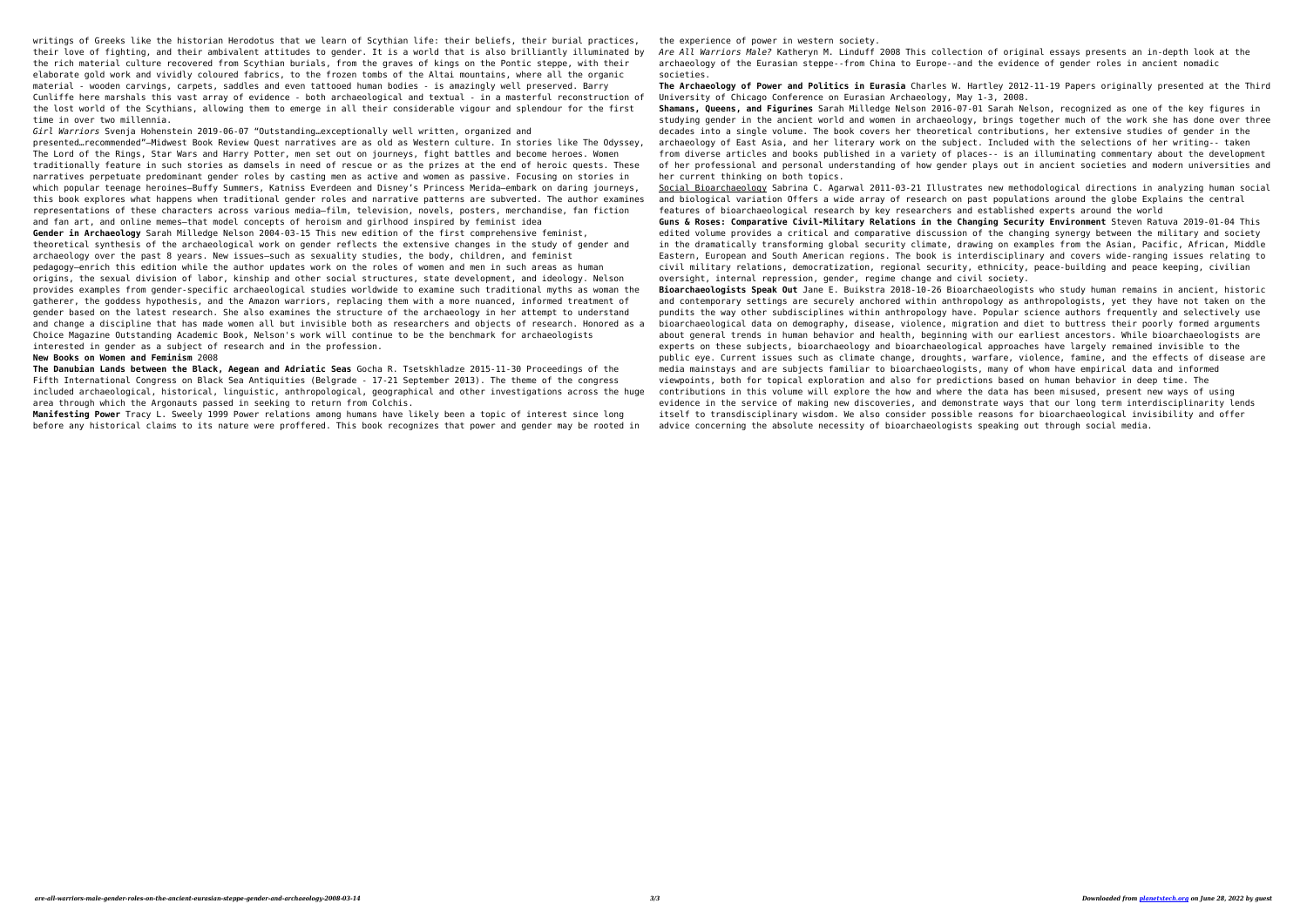writings of Greeks like the historian Herodotus that we learn of Scythian life: their beliefs, their burial practices, their love of fighting, and their ambivalent attitudes to gender. It is a world that is also brilliantly illuminated by the rich material culture recovered from Scythian burials, from the graves of kings on the Pontic steppe, with their elaborate gold work and vividly coloured fabrics, to the frozen tombs of the Altai mountains, where all the organic material - wooden carvings, carpets, saddles and even tattooed human bodies - is amazingly well preserved. Barry Cunliffe here marshals this vast array of evidence - both archaeological and textual - in a masterful reconstruction of the lost world of the Scythians, allowing them to emerge in all their considerable vigour and splendour for the first time in over two millennia.

*Girl Warriors* Svenja Hohenstein 2019-06-07 "Outstanding…exceptionally well written, organized and presented…recommended"—Midwest Book Review Quest narratives are as old as Western culture. In stories like The Odyssey, The Lord of the Rings, Star Wars and Harry Potter, men set out on journeys, fight battles and become heroes. Women traditionally feature in such stories as damsels in need of rescue or as the prizes at the end of heroic quests. These narratives perpetuate predominant gender roles by casting men as active and women as passive. Focusing on stories in which popular teenage heroines—Buffy Summers, Katniss Everdeen and Disney's Princess Merida—embark on daring journeys, this book explores what happens when traditional gender roles and narrative patterns are subverted. The author examines representations of these characters across various media—film, television, novels, posters, merchandise, fan fiction and fan art, and online memes—that model concepts of heroism and girlhood inspired by feminist idea

**Gender in Archaeology** Sarah Milledge Nelson 2004-03-15 This new edition of the first comprehensive feminist, theoretical synthesis of the archaeological work on gender reflects the extensive changes in the study of gender and archaeology over the past 8 years. New issues—such as sexuality studies, the body, children, and feminist pedagogy—enrich this edition while the author updates work on the roles of women and men in such areas as human origins, the sexual division of labor, kinship and other social structures, state development, and ideology. Nelson provides examples from gender-specific archaeological studies worldwide to examine such traditional myths as woman the gatherer, the goddess hypothesis, and the Amazon warriors, replacing them with a more nuanced, informed treatment of gender based on the latest research. She also examines the structure of the archaeology in her attempt to understand and change a discipline that has made women all but invisible both as researchers and objects of research. Honored as a Choice Magazine Outstanding Academic Book, Nelson's work will continue to be the benchmark for archaeologists interested in gender as a subject of research and in the profession.

**New Books on Women and Feminism** 2008

**The Danubian Lands between the Black, Aegean and Adriatic Seas** Gocha R. Tsetskhladze 2015-11-30 Proceedings of the Fifth International Congress on Black Sea Antiquities (Belgrade - 17-21 September 2013). The theme of the congress included archaeological, historical, linguistic, anthropological, geographical and other investigations across the huge area through which the Argonauts passed in seeking to return from Colchis.

**Manifesting Power** Tracy L. Sweely 1999 Power relations among humans have likely been a topic of interest since long before any historical claims to its nature were proffered. This book recognizes that power and gender may be rooted in the experience of power in western society.

*Are All Warriors Male?* Katheryn M. Linduff 2008 This collection of original essays presents an in-depth look at the archaeology of the Eurasian steppe--from China to Europe--and the evidence of gender roles in ancient nomadic societies.

**The Archaeology of Power and Politics in Eurasia** Charles W. Hartley 2012-11-19 Papers originally presented at the Third University of Chicago Conference on Eurasian Archaeology, May 1-3, 2008.

**Shamans, Queens, and Figurines** Sarah Milledge Nelson 2016-07-01 Sarah Nelson, recognized as one of the key figures in studying gender in the ancient world and women in archaeology, brings together much of the work she has done over three decades into a single volume. The book covers her theoretical contributions, her extensive studies of gender in the archaeology of East Asia, and her literary work on the subject. Included with the selections of her writing-- taken from diverse articles and books published in a variety of places-- is an illuminating commentary about the development of her professional and personal understanding of how gender plays out in ancient societies and modern universities and her current thinking on both topics.

Social Bioarchaeology Sabrina C. Agarwal 2011-03-21 Illustrates new methodological directions in analyzing human social and biological variation Offers a wide array of research on past populations around the globe Explains the central features of bioarchaeological research by key researchers and established experts around the world

**Guns & Roses: Comparative Civil-Military Relations in the Changing Security Environment** Steven Ratuva 2019-01-04 This edited volume provides a critical and comparative discussion of the changing synergy between the military and society in the dramatically transforming global security climate, drawing on examples from the Asian, Pacific, African, Middle Eastern, European and South American regions. The book is interdisciplinary and covers wide-ranging issues relating to civil military relations, democratization, regional security, ethnicity, peace-building and peace keeping, civilian oversight, internal repression, gender, regime change and civil society.

**Bioarchaeologists Speak Out** Jane E. Buikstra 2018-10-26 Bioarchaeologists who study human remains in ancient, historic and contemporary settings are securely anchored within anthropology as anthropologists, yet they have not taken on the pundits the way other subdisciplines within anthropology have. Popular science authors frequently and selectively use bioarchaeological data on demography, disease, violence, migration and diet to buttress their poorly formed arguments about general trends in human behavior and health, beginning with our earliest ancestors. While bioarchaeologists are experts on these subjects, bioarchaeology and bioarchaeological approaches have largely remained invisible to the public eye. Current issues such as climate change, droughts, warfare, violence, famine, and the effects of disease are media mainstays and are subjects familiar to bioarchaeologists, many of whom have empirical data and informed viewpoints, both for topical exploration and also for predictions based on human behavior in deep time. The contributions in this volume will explore the how and where the data has been misused, present new ways of using evidence in the service of making new discoveries, and demonstrate ways that our long term interdisciplinarity lends itself to transdisciplinary wisdom. We also consider possible reasons for bioarchaeological invisibility and offer advice concerning the absolute necessity of bioarchaeologists speaking out through social media.